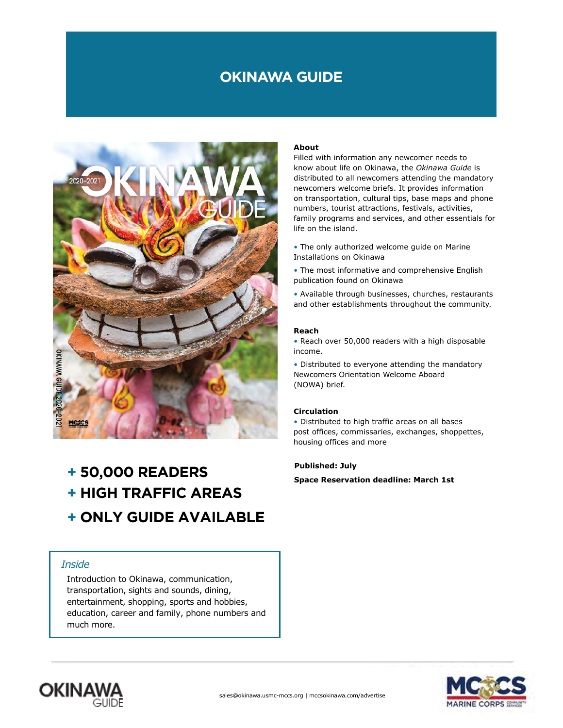# OKINAWA GUIDE

**+ 50,000 READERS**
**+ HIGH TRAFFIC AREAS**
**+ ONLY GUIDE AVAILABLE**

*Inside*

Introduction to Okinawa, communication, transportation, sights and sounds, dining, entertainment, shopping, sports and hobbies, education, career and family, phone numbers and much more.

**About**

Filled with information any newcomer needs to know about life on Okinawa, the *Okinawa Guide* is distributed to all newcomers attending the mandatory newcomers welcome briefs. It provides information on transportation, cultural tips, base maps and phone numbers, tourist attractions, festivals, activities, family programs and services, and other essentials for life on the island.

- The only authorized welcome guide on Marine Installations on Okinawa
- The most informative and comprehensive English publication found on Okinawa
- Available through businesses, churches, restaurants and other establishments throughout the community.

**Reach**

- Reach over 50,000 readers with a high disposable income.
- Distributed to everyone attending the mandatory Newcomers Orientation Welcome Aboard (NOWA) brief.

**Circulation**

- Distributed to high traffic areas on all bases post offices, commissaries, exchanges, shoppettes, housing offices and more

**Published: July**

**Space Reservation deadline: March 1st**

sales@okinawa.usmc-mccs.org | mccsokinawa.com/advertise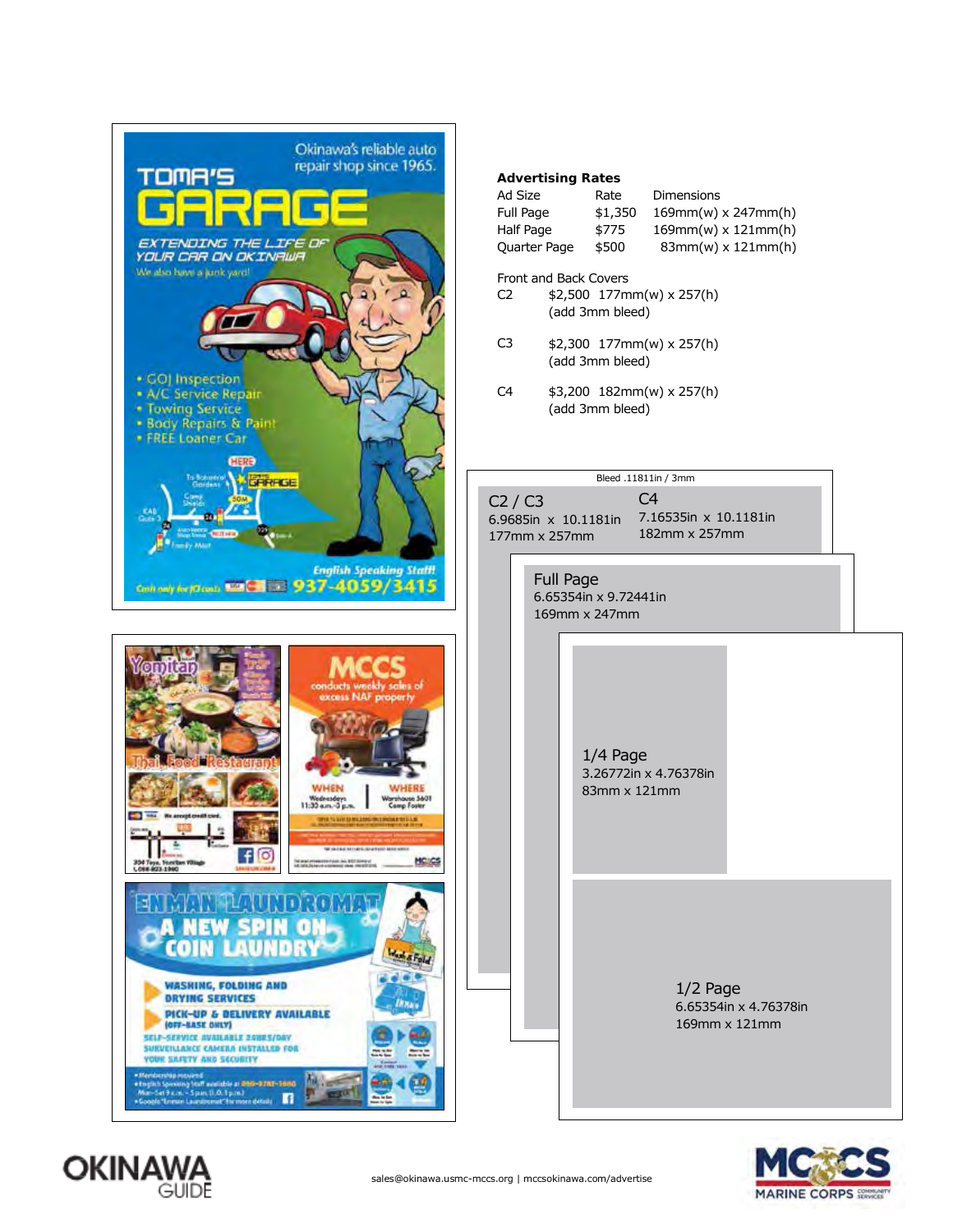**Advertising Rates**

| Ad Size | Rate | Dimensions |
| --- | --- | --- |
| Full Page | $1,350 | 169mm(w) x 247mm(h) |
| Half Page | $775 | 169mm(w) x 121mm(h) |
| Quarter Page | $500 | 83mm(w) x 121mm(h) |

Front and Back Covers

| | | |
| --- | --- | --- |
| C2 | $2,500 | 177mm(w) x 257(h) (add 3mm bleed) |
| C3 | $2,300 | 177mm(w) x 257(h) (add 3mm bleed) |
| C4 | $3,200 | 182mm(w) x 257(h) (add 3mm bleed) |

Bleed .11811in / 3mm

C2 / C3
6.9685in x 10.1181in
177mm x 257mm

C4
7.16535in x 10.1181in
182mm x 257mm

Full Page
6.65354in x 9.72441in
169mm x 247mm

1/4 Page
3.26772in x 4.76378in
83mm x 121mm

1/2 Page
6.65354in x 4.76378in
169mm x 121mm

sales@okinawa.usmc-mccs.org | mccsokinawa.com/advertise